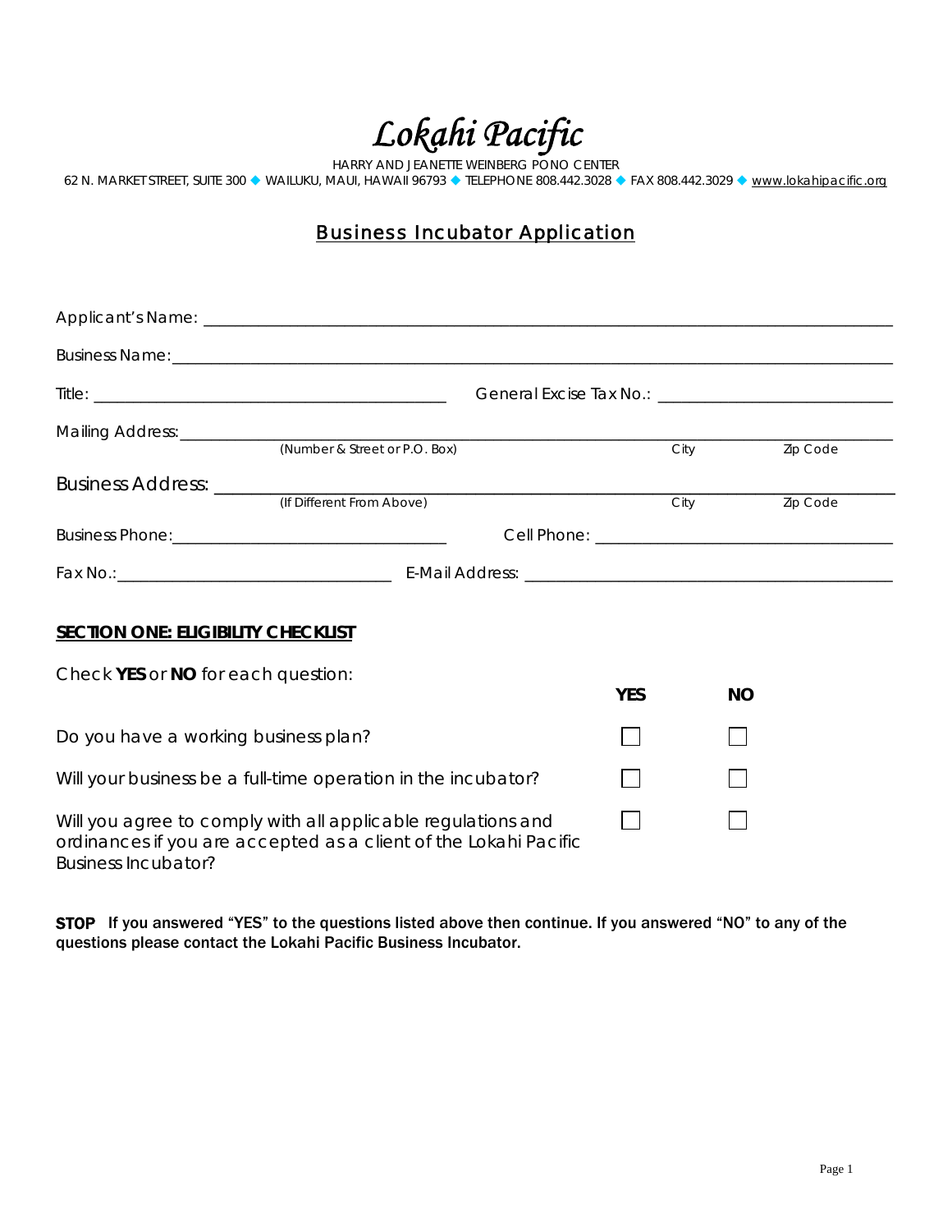# *Lokahi Pacific*

HARRY AND JEANETTE WEINBERG PONO CENTER
62 N. MARKET STREET, SUITE 300 ◆ WAILUKU, MAUI, HAWAII 96793 ◆ TELEPHONE 808.442.3028 ◆ FAX 808.442.3029 ◆ www.lokahipacific.org

## Business Incubator Application

Applicant's Name: ______________________________________________

Business Name: ______________________________________________

Title: ______________________ General Excise Tax No.: ______________________

Mailing Address: ______________________________________________
(Number & Street or P.O. Box) City Zip Code

Business Address: ______________________________________________
(If Different From Above) City Zip Code

Business Phone: ______________________ Cell Phone: ______________________

Fax No.: ______________________ E-Mail Address: ______________________

**SECTION ONE: ELIGIBILITY CHECKLIST**

Check **YES** or **NO** for each question:

| | YES | NO |
|---|---|---|
| Do you have a working business plan? | ☐ | ☐ |
| Will your business be a full-time operation in the incubator? | ☐ | ☐ |
| Will you agree to comply with all applicable regulations and ordinances if you are accepted as a client of the Lokahi Pacific Business Incubator? | ☐ | ☐ |

**STOP** **If you answered "YES" to the questions listed above then continue. If you answered "NO" to any of the questions please contact the Lokahi Pacific Business Incubator.**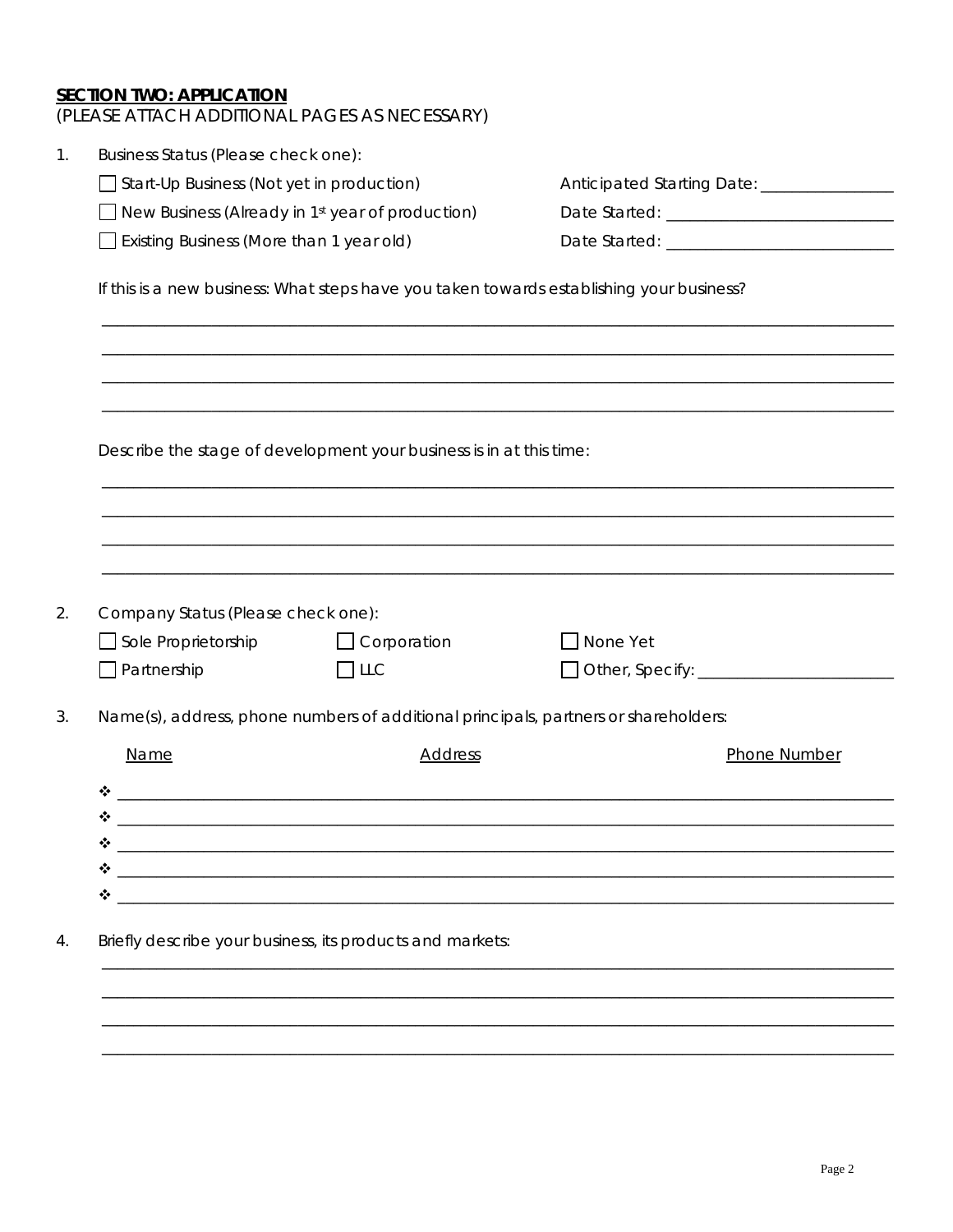**SECTION TWO: APPLICATION**

(PLEASE ATTACH ADDITIONAL PAGES AS NECESSARY)

1. Business Status (Please check one):

   ☐ Start-Up Business (Not yet in production) Anticipated Starting Date: ________________

   ☐ New Business (Already in 1st year of production) Date Started: ___________________________

   ☐ Existing Business (More than 1 year old) Date Started: ___________________________

   If this is a new business: What steps have you taken towards establishing your business?

   ______________________________________________________________________________________

   ______________________________________________________________________________________

   ______________________________________________________________________________________

   ______________________________________________________________________________________

   Describe the stage of development your business is in at this time:

   ______________________________________________________________________________________

   ______________________________________________________________________________________

   ______________________________________________________________________________________

   ______________________________________________________________________________________

2. Company Status (Please check one):

   ☐ Sole Proprietorship ☐ Corporation ☐ None Yet

   ☐ Partnership ☐ LLC ☐ Other, Specify: ________________________

3. Name(s), address, phone numbers of additional principals, partners or shareholders:

   | Name | Address | Phone Number |
   |---|---|---|
   | ❖ | | |
   | ❖ | | |
   | ❖ | | |
   | ❖ | | |
   | ❖ | | |

4. Briefly describe your business, its products and markets:

   ______________________________________________________________________________________

   ______________________________________________________________________________________

   ______________________________________________________________________________________

   ______________________________________________________________________________________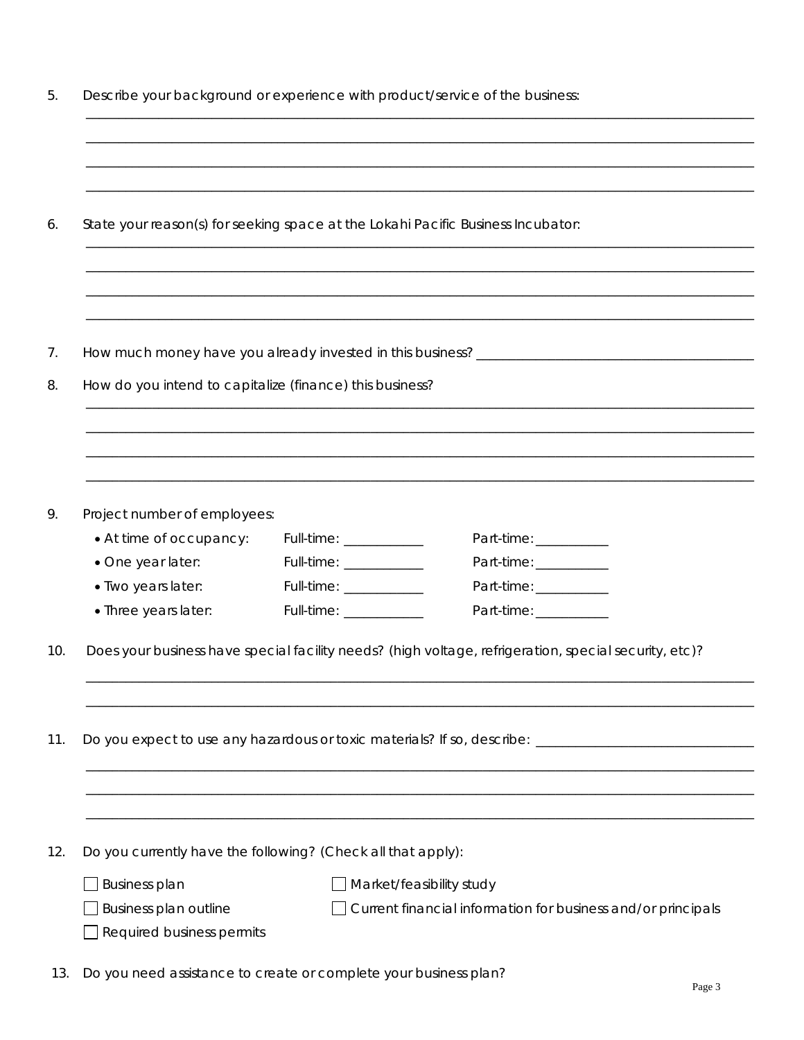5. Describe your background or experience with product/service of the business:

\_\_\_\_\_\_\_\_\_\_\_\_\_\_\_\_\_\_\_\_\_\_\_\_\_\_\_\_\_\_\_\_\_\_\_\_\_\_\_\_\_\_\_\_\_\_\_\_\_\_\_\_\_\_\_\_\_\_\_\_\_\_\_\_\_\_\_\_\_\_\_\_\_\_\_\_\_\_

\_\_\_\_\_\_\_\_\_\_\_\_\_\_\_\_\_\_\_\_\_\_\_\_\_\_\_\_\_\_\_\_\_\_\_\_\_\_\_\_\_\_\_\_\_\_\_\_\_\_\_\_\_\_\_\_\_\_\_\_\_\_\_\_\_\_\_\_\_\_\_\_\_\_\_\_\_\_

\_\_\_\_\_\_\_\_\_\_\_\_\_\_\_\_\_\_\_\_\_\_\_\_\_\_\_\_\_\_\_\_\_\_\_\_\_\_\_\_\_\_\_\_\_\_\_\_\_\_\_\_\_\_\_\_\_\_\_\_\_\_\_\_\_\_\_\_\_\_\_\_\_\_\_\_\_\_

\_\_\_\_\_\_\_\_\_\_\_\_\_\_\_\_\_\_\_\_\_\_\_\_\_\_\_\_\_\_\_\_\_\_\_\_\_\_\_\_\_\_\_\_\_\_\_\_\_\_\_\_\_\_\_\_\_\_\_\_\_\_\_\_\_\_\_\_\_\_\_\_\_\_\_\_\_\_

6. State your reason(s) for seeking space at the Lokahi Pacific Business Incubator:

\_\_\_\_\_\_\_\_\_\_\_\_\_\_\_\_\_\_\_\_\_\_\_\_\_\_\_\_\_\_\_\_\_\_\_\_\_\_\_\_\_\_\_\_\_\_\_\_\_\_\_\_\_\_\_\_\_\_\_\_\_\_\_\_\_\_\_\_\_\_\_\_\_\_\_\_\_\_

\_\_\_\_\_\_\_\_\_\_\_\_\_\_\_\_\_\_\_\_\_\_\_\_\_\_\_\_\_\_\_\_\_\_\_\_\_\_\_\_\_\_\_\_\_\_\_\_\_\_\_\_\_\_\_\_\_\_\_\_\_\_\_\_\_\_\_\_\_\_\_\_\_\_\_\_\_\_

\_\_\_\_\_\_\_\_\_\_\_\_\_\_\_\_\_\_\_\_\_\_\_\_\_\_\_\_\_\_\_\_\_\_\_\_\_\_\_\_\_\_\_\_\_\_\_\_\_\_\_\_\_\_\_\_\_\_\_\_\_\_\_\_\_\_\_\_\_\_\_\_\_\_\_\_\_\_

\_\_\_\_\_\_\_\_\_\_\_\_\_\_\_\_\_\_\_\_\_\_\_\_\_\_\_\_\_\_\_\_\_\_\_\_\_\_\_\_\_\_\_\_\_\_\_\_\_\_\_\_\_\_\_\_\_\_\_\_\_\_\_\_\_\_\_\_\_\_\_\_\_\_\_\_\_\_

7. How much money have you already invested in this business? \_\_\_\_\_\_\_\_\_\_\_\_\_\_\_\_\_\_\_\_\_\_\_\_\_\_\_\_\_\_\_\_\_\_\_\_

8. How do you intend to capitalize (finance) this business?

\_\_\_\_\_\_\_\_\_\_\_\_\_\_\_\_\_\_\_\_\_\_\_\_\_\_\_\_\_\_\_\_\_\_\_\_\_\_\_\_\_\_\_\_\_\_\_\_\_\_\_\_\_\_\_\_\_\_\_\_\_\_\_\_\_\_\_\_\_\_\_\_\_\_\_\_\_\_

\_\_\_\_\_\_\_\_\_\_\_\_\_\_\_\_\_\_\_\_\_\_\_\_\_\_\_\_\_\_\_\_\_\_\_\_\_\_\_\_\_\_\_\_\_\_\_\_\_\_\_\_\_\_\_\_\_\_\_\_\_\_\_\_\_\_\_\_\_\_\_\_\_\_\_\_\_\_

\_\_\_\_\_\_\_\_\_\_\_\_\_\_\_\_\_\_\_\_\_\_\_\_\_\_\_\_\_\_\_\_\_\_\_\_\_\_\_\_\_\_\_\_\_\_\_\_\_\_\_\_\_\_\_\_\_\_\_\_\_\_\_\_\_\_\_\_\_\_\_\_\_\_\_\_\_\_

\_\_\_\_\_\_\_\_\_\_\_\_\_\_\_\_\_\_\_\_\_\_\_\_\_\_\_\_\_\_\_\_\_\_\_\_\_\_\_\_\_\_\_\_\_\_\_\_\_\_\_\_\_\_\_\_\_\_\_\_\_\_\_\_\_\_\_\_\_\_\_\_\_\_\_\_\_\_

9. Project number of employees:

| | | |
|---|---|---|
| • At time of occupancy: | Full-time: \_\_\_\_\_\_\_\_\_\_ | Part-time: \_\_\_\_\_\_\_\_\_\_ |
| • One year later: | Full-time: \_\_\_\_\_\_\_\_\_\_ | Part-time: \_\_\_\_\_\_\_\_\_\_ |
| • Two years later: | Full-time: \_\_\_\_\_\_\_\_\_\_ | Part-time: \_\_\_\_\_\_\_\_\_\_ |
| • Three years later: | Full-time: \_\_\_\_\_\_\_\_\_\_ | Part-time: \_\_\_\_\_\_\_\_\_\_ |

10. Does your business have special facility needs? (high voltage, refrigeration, special security, etc)?

\_\_\_\_\_\_\_\_\_\_\_\_\_\_\_\_\_\_\_\_\_\_\_\_\_\_\_\_\_\_\_\_\_\_\_\_\_\_\_\_\_\_\_\_\_\_\_\_\_\_\_\_\_\_\_\_\_\_\_\_\_\_\_\_\_\_\_\_\_\_\_\_\_\_\_\_\_\_

\_\_\_\_\_\_\_\_\_\_\_\_\_\_\_\_\_\_\_\_\_\_\_\_\_\_\_\_\_\_\_\_\_\_\_\_\_\_\_\_\_\_\_\_\_\_\_\_\_\_\_\_\_\_\_\_\_\_\_\_\_\_\_\_\_\_\_\_\_\_\_\_\_\_\_\_\_\_

11. Do you expect to use any hazardous or toxic materials? If so, describe: \_\_\_\_\_\_\_\_\_\_\_\_\_\_\_\_\_\_\_\_\_\_\_\_\_\_

\_\_\_\_\_\_\_\_\_\_\_\_\_\_\_\_\_\_\_\_\_\_\_\_\_\_\_\_\_\_\_\_\_\_\_\_\_\_\_\_\_\_\_\_\_\_\_\_\_\_\_\_\_\_\_\_\_\_\_\_\_\_\_\_\_\_\_\_\_\_\_\_\_\_\_\_\_\_

\_\_\_\_\_\_\_\_\_\_\_\_\_\_\_\_\_\_\_\_\_\_\_\_\_\_\_\_\_\_\_\_\_\_\_\_\_\_\_\_\_\_\_\_\_\_\_\_\_\_\_\_\_\_\_\_\_\_\_\_\_\_\_\_\_\_\_\_\_\_\_\_\_\_\_\_\_\_

\_\_\_\_\_\_\_\_\_\_\_\_\_\_\_\_\_\_\_\_\_\_\_\_\_\_\_\_\_\_\_\_\_\_\_\_\_\_\_\_\_\_\_\_\_\_\_\_\_\_\_\_\_\_\_\_\_\_\_\_\_\_\_\_\_\_\_\_\_\_\_\_\_\_\_\_\_\_

12. Do you currently have the following? (Check all that apply):

- ☐ Business plan
- ☐ Market/feasibility study
- ☐ Business plan outline
- ☐ Current financial information for business and/or principals
- ☐ Required business permits

13. Do you need assistance to create or complete your business plan?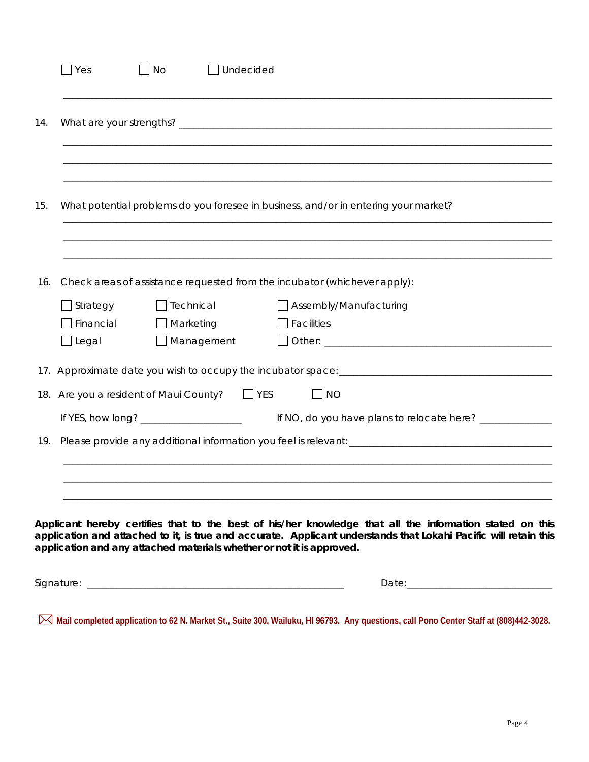☐ Yes ☐ No ☐ Undecided

\_\_\_\_\_\_\_\_\_\_\_\_\_\_\_\_\_\_\_\_\_\_\_\_\_\_\_\_\_\_\_\_\_\_\_\_\_\_\_\_\_\_\_\_\_\_\_\_\_\_\_\_\_\_\_\_\_\_\_\_\_\_\_\_\_\_\_\_\_\_\_\_\_\_\_\_

14. What are your strengths? \_\_\_\_\_\_\_\_\_\_\_\_\_\_\_\_\_\_\_\_\_\_\_\_\_\_\_\_\_\_\_\_\_\_\_\_\_\_\_\_\_\_\_\_\_\_\_\_\_\_\_\_\_\_\_\_\_\_\_\_

\_\_\_\_\_\_\_\_\_\_\_\_\_\_\_\_\_\_\_\_\_\_\_\_\_\_\_\_\_\_\_\_\_\_\_\_\_\_\_\_\_\_\_\_\_\_\_\_\_\_\_\_\_\_\_\_\_\_\_\_\_\_\_\_\_\_\_\_\_\_\_\_\_\_\_\_

\_\_\_\_\_\_\_\_\_\_\_\_\_\_\_\_\_\_\_\_\_\_\_\_\_\_\_\_\_\_\_\_\_\_\_\_\_\_\_\_\_\_\_\_\_\_\_\_\_\_\_\_\_\_\_\_\_\_\_\_\_\_\_\_\_\_\_\_\_\_\_\_\_\_\_\_

\_\_\_\_\_\_\_\_\_\_\_\_\_\_\_\_\_\_\_\_\_\_\_\_\_\_\_\_\_\_\_\_\_\_\_\_\_\_\_\_\_\_\_\_\_\_\_\_\_\_\_\_\_\_\_\_\_\_\_\_\_\_\_\_\_\_\_\_\_\_\_\_\_\_\_\_

15. What potential problems do you foresee in business, and/or in entering your market?

\_\_\_\_\_\_\_\_\_\_\_\_\_\_\_\_\_\_\_\_\_\_\_\_\_\_\_\_\_\_\_\_\_\_\_\_\_\_\_\_\_\_\_\_\_\_\_\_\_\_\_\_\_\_\_\_\_\_\_\_\_\_\_\_\_\_\_\_\_\_\_\_\_\_\_\_

\_\_\_\_\_\_\_\_\_\_\_\_\_\_\_\_\_\_\_\_\_\_\_\_\_\_\_\_\_\_\_\_\_\_\_\_\_\_\_\_\_\_\_\_\_\_\_\_\_\_\_\_\_\_\_\_\_\_\_\_\_\_\_\_\_\_\_\_\_\_\_\_\_\_\_\_

\_\_\_\_\_\_\_\_\_\_\_\_\_\_\_\_\_\_\_\_\_\_\_\_\_\_\_\_\_\_\_\_\_\_\_\_\_\_\_\_\_\_\_\_\_\_\_\_\_\_\_\_\_\_\_\_\_\_\_\_\_\_\_\_\_\_\_\_\_\_\_\_\_\_\_\_

16. Check areas of assistance requested from the incubator (whichever apply):

| | | |
|---|---|---|
| ☐ Strategy | ☐ Technical | ☐ Assembly/Manufacturing |
| ☐ Financial | ☐ Marketing | ☐ Facilities |
| ☐ Legal | ☐ Management | ☐ Other: \_\_\_\_\_\_\_\_\_\_\_\_\_\_\_\_\_\_\_\_\_\_\_\_\_\_\_\_\_\_ |

17. Approximate date you wish to occupy the incubator space: \_\_\_\_\_\_\_\_\_\_\_\_\_\_\_\_\_\_\_\_\_\_\_\_\_\_\_\_\_\_\_\_\_\_\_\_

18. Are you a resident of Maui County? ☐ YES ☐ NO

    If YES, how long? \_\_\_\_\_\_\_\_\_\_\_\_\_\_\_\_ If NO, do you have plans to relocate here? \_\_\_\_\_\_\_\_\_\_\_\_

19. Please provide any additional information you feel is relevant: \_\_\_\_\_\_\_\_\_\_\_\_\_\_\_\_\_\_\_\_\_\_\_\_\_\_\_\_\_\_\_\_\_\_

\_\_\_\_\_\_\_\_\_\_\_\_\_\_\_\_\_\_\_\_\_\_\_\_\_\_\_\_\_\_\_\_\_\_\_\_\_\_\_\_\_\_\_\_\_\_\_\_\_\_\_\_\_\_\_\_\_\_\_\_\_\_\_\_\_\_\_\_\_\_\_\_\_\_\_\_

\_\_\_\_\_\_\_\_\_\_\_\_\_\_\_\_\_\_\_\_\_\_\_\_\_\_\_\_\_\_\_\_\_\_\_\_\_\_\_\_\_\_\_\_\_\_\_\_\_\_\_\_\_\_\_\_\_\_\_\_\_\_\_\_\_\_\_\_\_\_\_\_\_\_\_\_

\_\_\_\_\_\_\_\_\_\_\_\_\_\_\_\_\_\_\_\_\_\_\_\_\_\_\_\_\_\_\_\_\_\_\_\_\_\_\_\_\_\_\_\_\_\_\_\_\_\_\_\_\_\_\_\_\_\_\_\_\_\_\_\_\_\_\_\_\_\_\_\_\_\_\_\_

**Applicant hereby certifies that to the best of his/her knowledge that all the information stated on this application and attached to it, is true and accurate. Applicant understands that Lokahi Pacific will retain this application and any attached materials whether or not it is approved.**

Signature: \_\_\_\_\_\_\_\_\_\_\_\_\_\_\_\_\_\_\_\_\_\_\_\_\_\_\_\_\_\_\_\_\_\_\_\_\_\_\_\_ Date: \_\_\_\_\_\_\_\_\_\_\_\_\_\_\_\_\_\_\_\_\_\_\_

**Mail completed application to 62 N. Market St., Suite 300, Wailuku, HI 96793. Any questions, call Pono Center Staff at (808)442-3028.**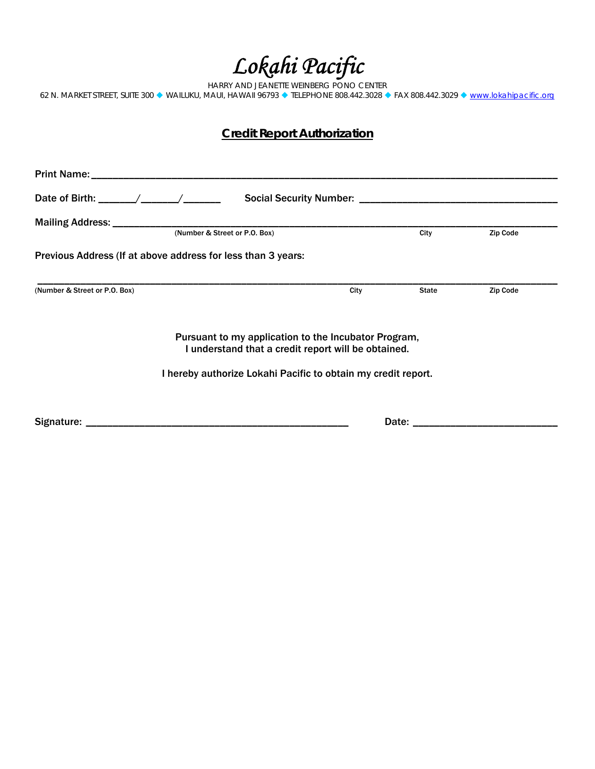# *Lokahi Pacific*

HARRY AND JEANETTE WEINBERG PONO CENTER

62 N. MARKET STREET, SUITE 300 ◆ WAILUKU, MAUI, HAWAII 96793 ◆ TELEPHONE 808.442.3028 ◆ FAX 808.442.3029 ◆ www.lokahipacific.org

## Credit Report Authorization

Print Name: ______________________________________________________________________________

Date of Birth: _______/_______/_______ Social Security Number: ___________________________________

Mailing Address: ___________________________________________________________________________

(Number & Street or P.O. Box) City Zip Code

Previous Address (If at above address for less than 3 years:

_____________________________________________________________________________________________

(Number & Street or P.O. Box) City State Zip Code

Pursuant to my application to the Incubator Program,
I understand that a credit report will be obtained.

I hereby authorize Lokahi Pacific to obtain my credit report.

Signature: _______________________________________________ Date: __________________________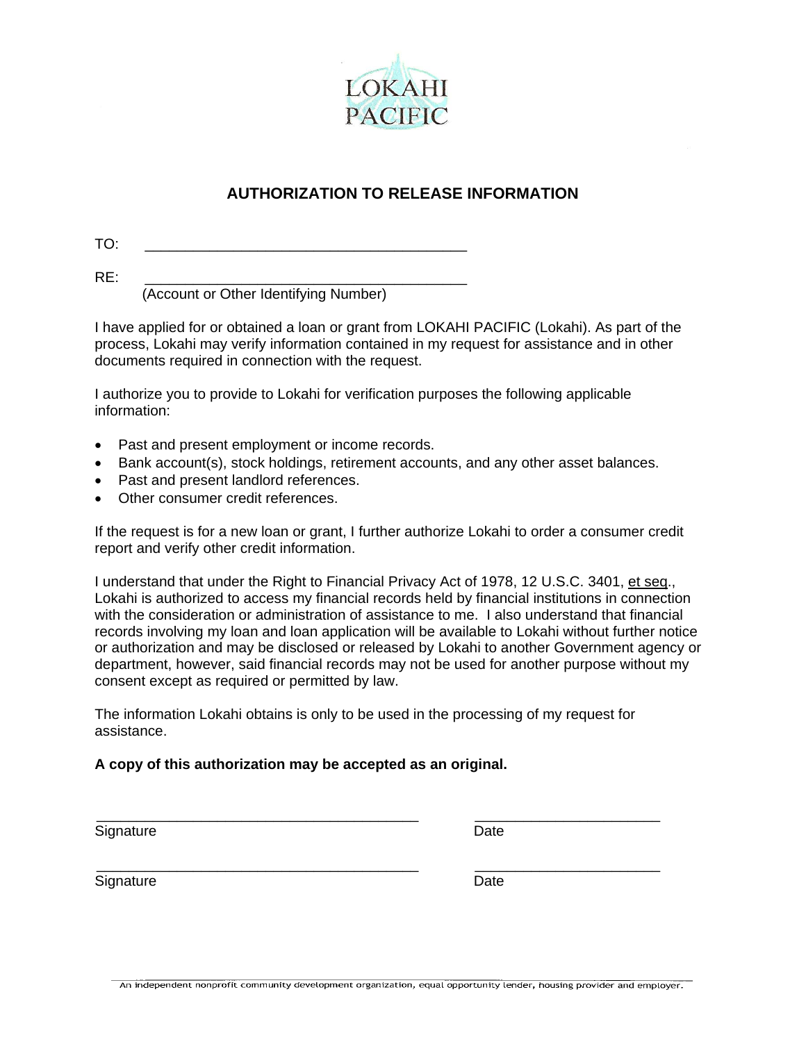LOKAHI PACIFIC

## AUTHORIZATION TO RELEASE INFORMATION

TO: ________________________________________

RE: ________________________________________
(Account or Other Identifying Number)

I have applied for or obtained a loan or grant from LOKAHI PACIFIC (Lokahi). As part of the process, Lokahi may verify information contained in my request for assistance and in other documents required in connection with the request.

I authorize you to provide to Lokahi for verification purposes the following applicable information:

- Past and present employment or income records.
- Bank account(s), stock holdings, retirement accounts, and any other asset balances.
- Past and present landlord references.
- Other consumer credit references.

If the request is for a new loan or grant, I further authorize Lokahi to order a consumer credit report and verify other credit information.

I understand that under the Right to Financial Privacy Act of 1978, 12 U.S.C. 3401, et seq., Lokahi is authorized to access my financial records held by financial institutions in connection with the consideration or administration of assistance to me. I also understand that financial records involving my loan and loan application will be available to Lokahi without further notice or authorization and may be disclosed or released by Lokahi to another Government agency or department, however, said financial records may not be used for another purpose without my consent except as required or permitted by law.

The information Lokahi obtains is only to be used in the processing of my request for assistance.

**A copy of this authorization may be accepted as an original.**

________________________________________ ________________________
Signature Date

________________________________________ ________________________
Signature Date

An independent nonprofit community development organization, equal opportunity lender, housing provider and employer.